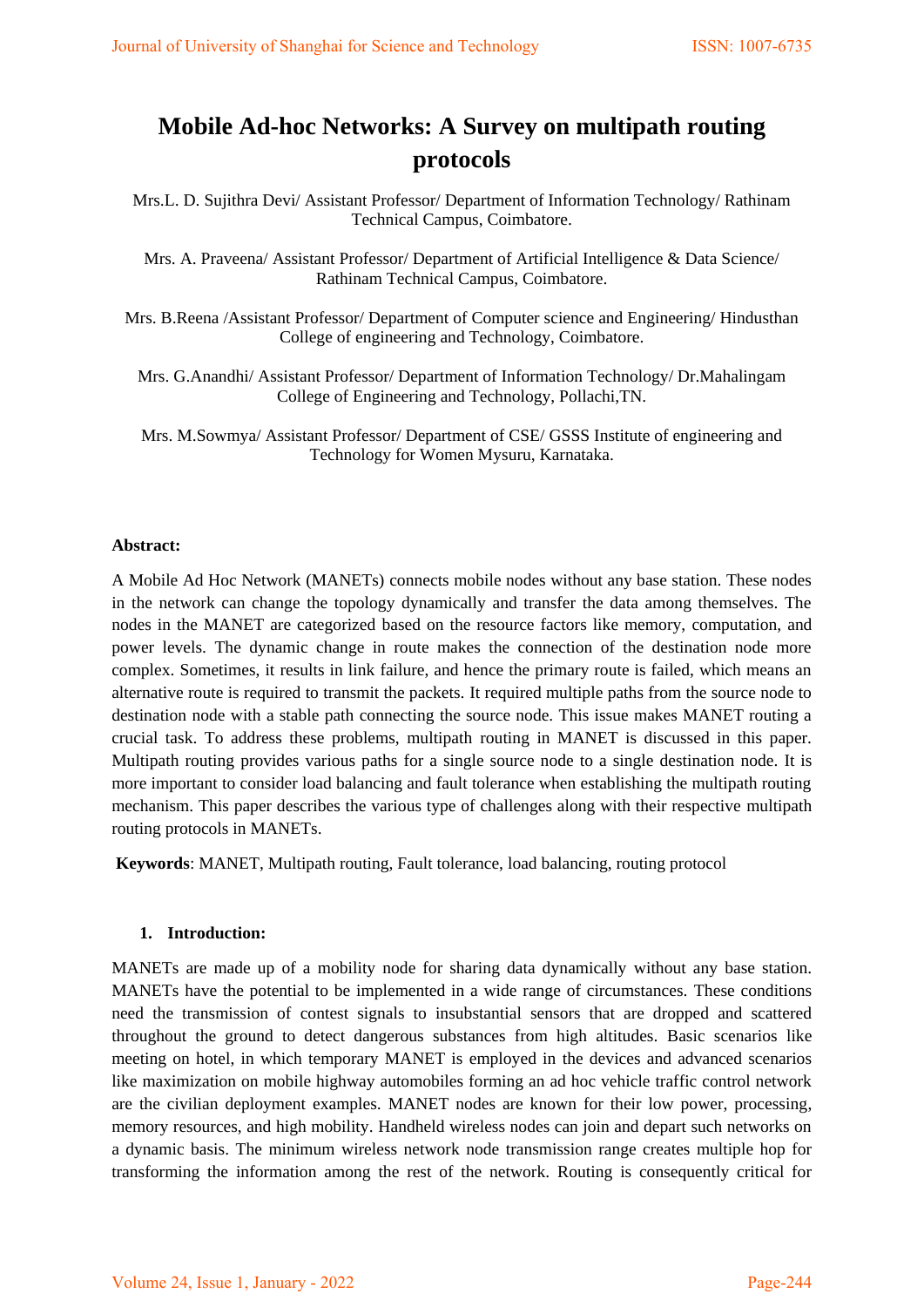# Mobile Ad-hoc Networks: A Survey on multipath routing protocols

Mrs.L. D. Sujithra Devi/ Assistant Professor/ Department of Information Technology/ Rathinam Technical Campus, Coimbatore.

Mrs. A. Praveena/ Assistant Professor/ Department of Artificial Intelligence & Data Science/ Rathinam Technical Campus, Coimbatore.

Mrs. B.Reena /Assistant Professor/ Department of Computer science and Engineering/ Hindusthan College of engineering and Technology, Coimbatore.

Mrs. G.Anandhi/ Assistant Professor/ Department of Information Technology/ Dr.Mahalingam College of Engineering and Technology, Pollachi,TN.

Mrs. M.Sowmya/ Assistant Professor/ Department of CSE/ GSSS Institute of engineering and Technology for Women Mysuru, Karnataka.

**Abstract:**

A Mobile Ad Hoc Network (MANETs) connects mobile nodes without any base station. These nodes in the network can change the topology dynamically and transfer the data among themselves. The nodes in the MANET are categorized based on the resource factors like memory, computation, and power levels. The dynamic change in route makes the connection of the destination node more complex. Sometimes, it results in link failure, and hence the primary route is failed, which means an alternative route is required to transmit the packets. It required multiple paths from the source node to destination node with a stable path connecting the source node. This issue makes MANET routing a crucial task. To address these problems, multipath routing in MANET is discussed in this paper. Multipath routing provides various paths for a single source node to a single destination node. It is more important to consider load balancing and fault tolerance when establishing the multipath routing mechanism. This paper describes the various type of challenges along with their respective multipath routing protocols in MANETs.

**Keywords**: MANET, Multipath routing, Fault tolerance, load balancing, routing protocol

## 1. Introduction:

MANETs are made up of a mobility node for sharing data dynamically without any base station. MANETs have the potential to be implemented in a wide range of circumstances. These conditions need the transmission of contest signals to insubstantial sensors that are dropped and scattered throughout the ground to detect dangerous substances from high altitudes. Basic scenarios like meeting on hotel, in which temporary MANET is employed in the devices and advanced scenarios like maximization on mobile highway automobiles forming an ad hoc vehicle traffic control network are the civilian deployment examples. MANET nodes are known for their low power, processing, memory resources, and high mobility. Handheld wireless nodes can join and depart such networks on a dynamic basis. The minimum wireless network node transmission range creates multiple hop for transforming the information among the rest of the network. Routing is consequently critical for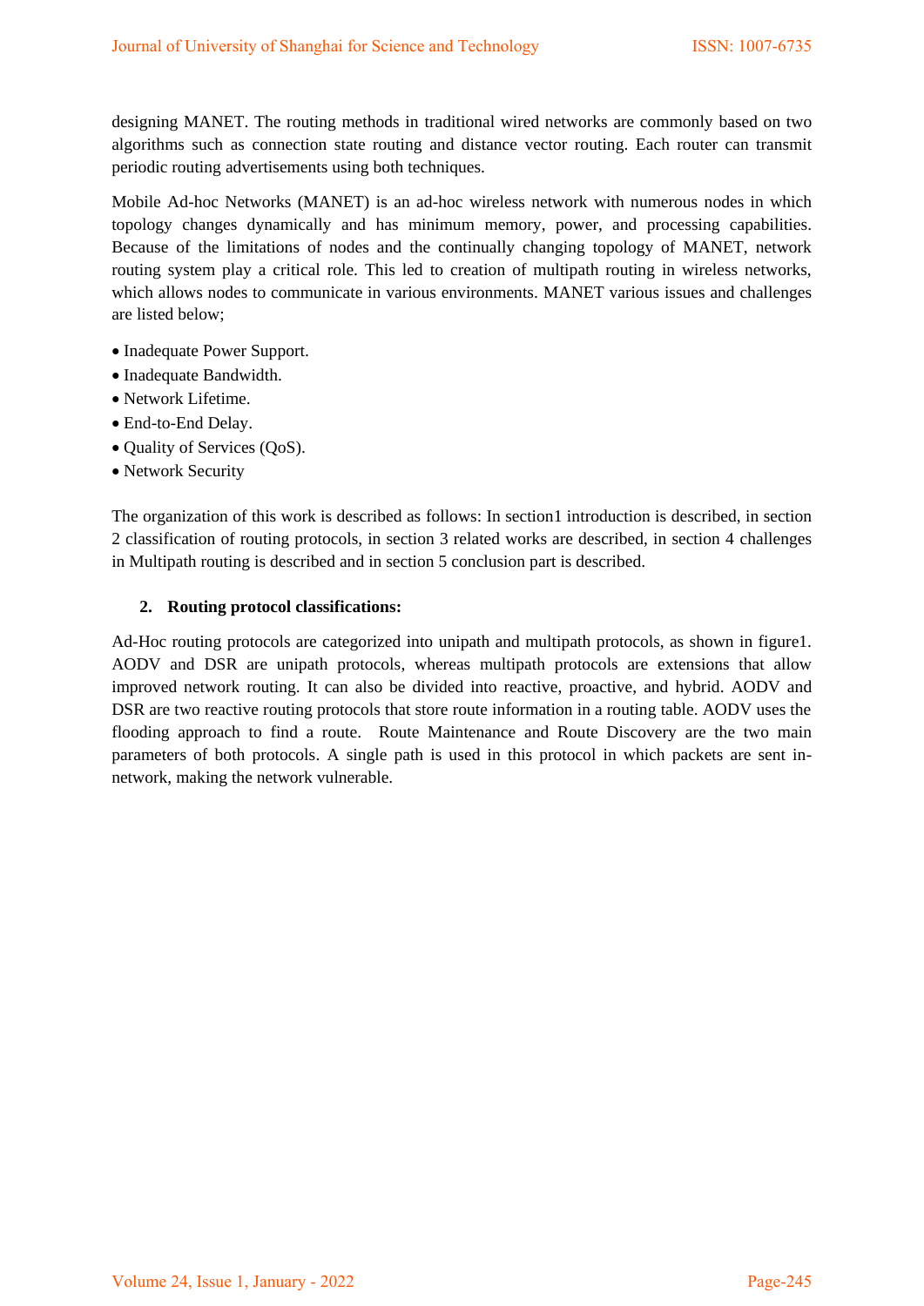designing MANET. The routing methods in traditional wired networks are commonly based on two algorithms such as connection state routing and distance vector routing. Each router can transmit periodic routing advertisements using both techniques.

Mobile Ad-hoc Networks (MANET) is an ad-hoc wireless network with numerous nodes in which topology changes dynamically and has minimum memory, power, and processing capabilities. Because of the limitations of nodes and the continually changing topology of MANET, network routing system play a critical role. This led to creation of multipath routing in wireless networks, which allows nodes to communicate in various environments. MANET various issues and challenges are listed below;

- Inadequate Power Support.
- Inadequate Bandwidth.
- Network Lifetime.
- End-to-End Delay.
- Quality of Services (QoS).
- Network Security

The organization of this work is described as follows: In section1 introduction is described, in section 2 classification of routing protocols, in section 3 related works are described, in section 4 challenges in Multipath routing is described and in section 5 conclusion part is described.

## 2. Routing protocol classifications:

Ad-Hoc routing protocols are categorized into unipath and multipath protocols, as shown in figure1. AODV and DSR are unipath protocols, whereas multipath protocols are extensions that allow improved network routing. It can also be divided into reactive, proactive, and hybrid. AODV and DSR are two reactive routing protocols that store route information in a routing table. AODV uses the flooding approach to find a route. Route Maintenance and Route Discovery are the two main parameters of both protocols. A single path is used in this protocol in which packets are sent in-network, making the network vulnerable.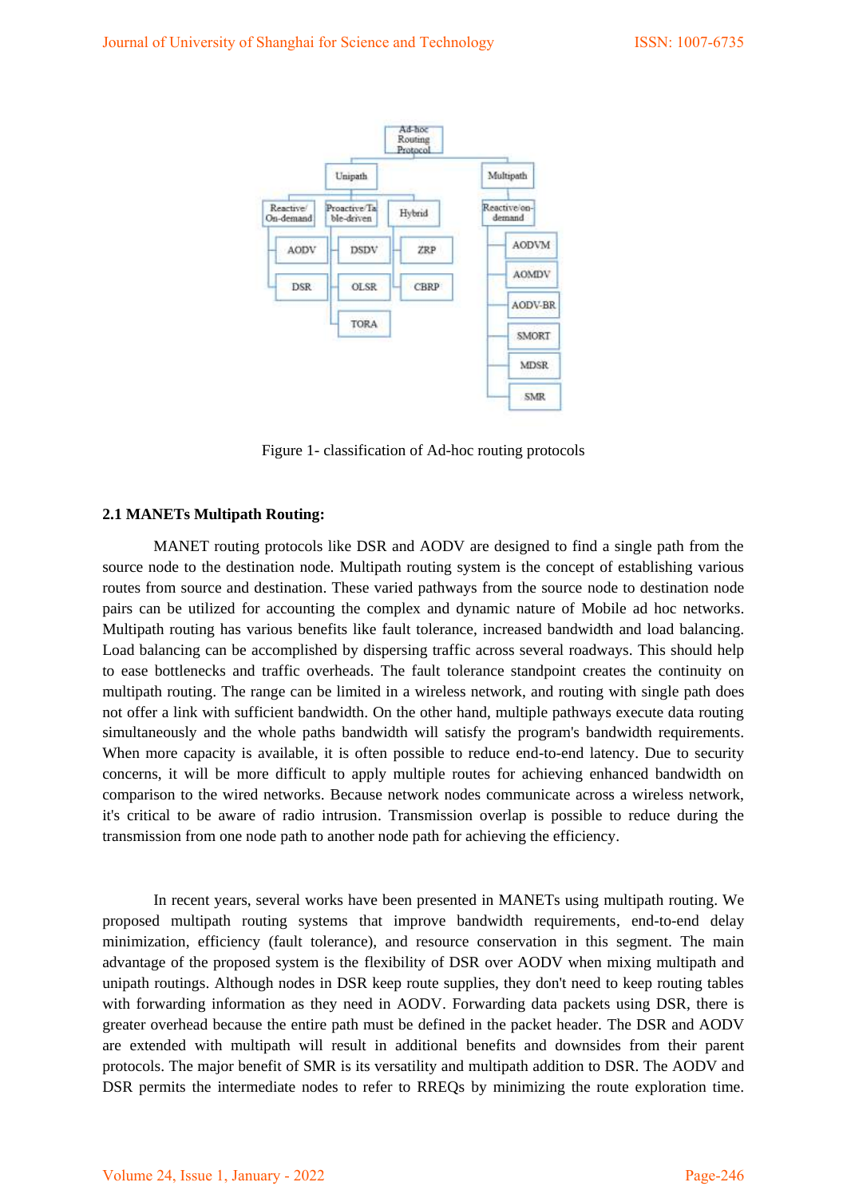Ad-hoc Routing Protocol

Unipath

Multipath

Reactive/ On-demand

Proactive/Table-driven

Hybrid

Reactive/on-demand

AODV

DSDV

ZRP

DSR

OLSR

CBRP

TORA

AODVM

AOMDV

AODV-BR

SMORT

MDSR

SMR

Figure 1- classification of Ad-hoc routing protocols

### 2.1 MANETs Multipath Routing:

MANET routing protocols like DSR and AODV are designed to find a single path from the source node to the destination node. Multipath routing system is the concept of establishing various routes from source and destination. These varied pathways from the source node to destination node pairs can be utilized for accounting the complex and dynamic nature of Mobile ad hoc networks. Multipath routing has various benefits like fault tolerance, increased bandwidth and load balancing. Load balancing can be accomplished by dispersing traffic across several roadways. This should help to ease bottlenecks and traffic overheads. The fault tolerance standpoint creates the continuity on multipath routing. The range can be limited in a wireless network, and routing with single path does not offer a link with sufficient bandwidth. On the other hand, multiple pathways execute data routing simultaneously and the whole paths bandwidth will satisfy the program's bandwidth requirements. When more capacity is available, it is often possible to reduce end-to-end latency. Due to security concerns, it will be more difficult to apply multiple routes for achieving enhanced bandwidth on comparison to the wired networks. Because network nodes communicate across a wireless network, it's critical to be aware of radio intrusion. Transmission overlap is possible to reduce during the transmission from one node path to another node path for achieving the efficiency.

In recent years, several works have been presented in MANETs using multipath routing. We proposed multipath routing systems that improve bandwidth requirements, end-to-end delay minimization, efficiency (fault tolerance), and resource conservation in this segment. The main advantage of the proposed system is the flexibility of DSR over AODV when mixing multipath and unipath routings. Although nodes in DSR keep route supplies, they don't need to keep routing tables with forwarding information as they need in AODV. Forwarding data packets using DSR, there is greater overhead because the entire path must be defined in the packet header. The DSR and AODV are extended with multipath will result in additional benefits and downsides from their parent protocols. The major benefit of SMR is its versatility and multipath addition to DSR. The AODV and DSR permits the intermediate nodes to refer to RREQs by minimizing the route exploration time.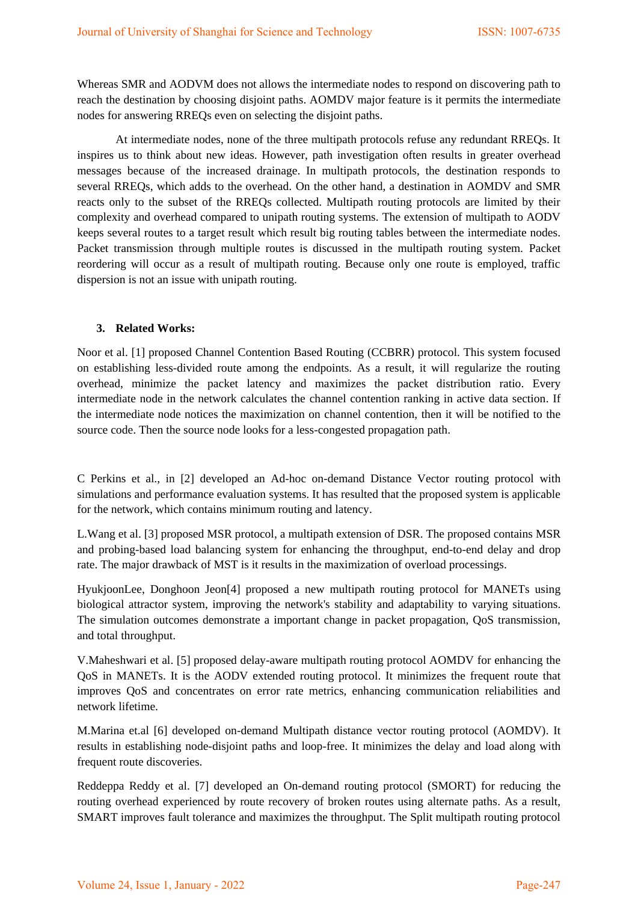Whereas SMR and AODVM does not allows the intermediate nodes to respond on discovering path to reach the destination by choosing disjoint paths. AOMDV major feature is it permits the intermediate nodes for answering RREQs even on selecting the disjoint paths.

At intermediate nodes, none of the three multipath protocols refuse any redundant RREQs. It inspires us to think about new ideas. However, path investigation often results in greater overhead messages because of the increased drainage. In multipath protocols, the destination responds to several RREQs, which adds to the overhead. On the other hand, a destination in AOMDV and SMR reacts only to the subset of the RREQs collected. Multipath routing protocols are limited by their complexity and overhead compared to unipath routing systems. The extension of multipath to AODV keeps several routes to a target result which result big routing tables between the intermediate nodes. Packet transmission through multiple routes is discussed in the multipath routing system. Packet reordering will occur as a result of multipath routing. Because only one route is employed, traffic dispersion is not an issue with unipath routing.

### 3. Related Works:

Noor et al. [1] proposed Channel Contention Based Routing (CCBRR) protocol. This system focused on establishing less-divided route among the endpoints. As a result, it will regularize the routing overhead, minimize the packet latency and maximizes the packet distribution ratio. Every intermediate node in the network calculates the channel contention ranking in active data section. If the intermediate node notices the maximization on channel contention, then it will be notified to the source code. Then the source node looks for a less-congested propagation path.

C Perkins et al., in [2] developed an Ad-hoc on-demand Distance Vector routing protocol with simulations and performance evaluation systems. It has resulted that the proposed system is applicable for the network, which contains minimum routing and latency.

L.Wang et al. [3] proposed MSR protocol, a multipath extension of DSR. The proposed contains MSR and probing-based load balancing system for enhancing the throughput, end-to-end delay and drop rate. The major drawback of MST is it results in the maximization of overload processings.

HyukjoonLee, Donghoon Jeon[4] proposed a new multipath routing protocol for MANETs using biological attractor system, improving the network's stability and adaptability to varying situations. The simulation outcomes demonstrate a important change in packet propagation, QoS transmission, and total throughput.

V.Maheshwari et al. [5] proposed delay-aware multipath routing protocol AOMDV for enhancing the QoS in MANETs. It is the AODV extended routing protocol. It minimizes the frequent route that improves QoS and concentrates on error rate metrics, enhancing communication reliabilities and network lifetime.

M.Marina et.al [6] developed on-demand Multipath distance vector routing protocol (AOMDV). It results in establishing node-disjoint paths and loop-free. It minimizes the delay and load along with frequent route discoveries.

Reddeppa Reddy et al. [7] developed an On-demand routing protocol (SMORT) for reducing the routing overhead experienced by route recovery of broken routes using alternate paths. As a result, SMART improves fault tolerance and maximizes the throughput. The Split multipath routing protocol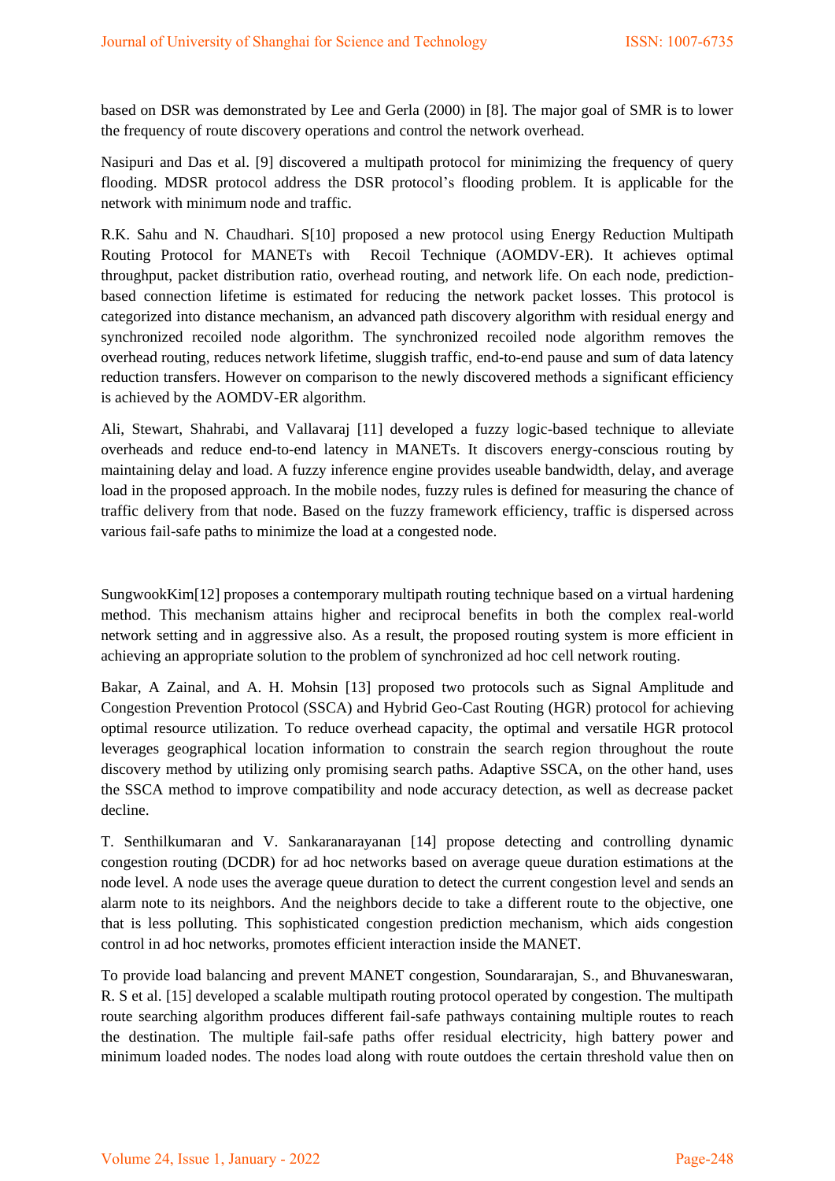based on DSR was demonstrated by Lee and Gerla (2000) in [8]. The major goal of SMR is to lower the frequency of route discovery operations and control the network overhead.

Nasipuri and Das et al. [9] discovered a multipath protocol for minimizing the frequency of query flooding. MDSR protocol address the DSR protocol's flooding problem. It is applicable for the network with minimum node and traffic.

R.K. Sahu and N. Chaudhari. S[10] proposed a new protocol using Energy Reduction Multipath Routing Protocol for MANETs with Recoil Technique (AOMDV-ER). It achieves optimal throughput, packet distribution ratio, overhead routing, and network life. On each node, prediction-based connection lifetime is estimated for reducing the network packet losses. This protocol is categorized into distance mechanism, an advanced path discovery algorithm with residual energy and synchronized recoiled node algorithm. The synchronized recoiled node algorithm removes the overhead routing, reduces network lifetime, sluggish traffic, end-to-end pause and sum of data latency reduction transfers. However on comparison to the newly discovered methods a significant efficiency is achieved by the AOMDV-ER algorithm.

Ali, Stewart, Shahrabi, and Vallavaraj [11] developed a fuzzy logic-based technique to alleviate overheads and reduce end-to-end latency in MANETs. It discovers energy-conscious routing by maintaining delay and load. A fuzzy inference engine provides useable bandwidth, delay, and average load in the proposed approach. In the mobile nodes, fuzzy rules is defined for measuring the chance of traffic delivery from that node. Based on the fuzzy framework efficiency, traffic is dispersed across various fail-safe paths to minimize the load at a congested node.

SungwookKim[12] proposes a contemporary multipath routing technique based on a virtual hardening method. This mechanism attains higher and reciprocal benefits in both the complex real-world network setting and in aggressive also. As a result, the proposed routing system is more efficient in achieving an appropriate solution to the problem of synchronized ad hoc cell network routing.

Bakar, A Zainal, and A. H. Mohsin [13] proposed two protocols such as Signal Amplitude and Congestion Prevention Protocol (SSCA) and Hybrid Geo-Cast Routing (HGR) protocol for achieving optimal resource utilization. To reduce overhead capacity, the optimal and versatile HGR protocol leverages geographical location information to constrain the search region throughout the route discovery method by utilizing only promising search paths. Adaptive SSCA, on the other hand, uses the SSCA method to improve compatibility and node accuracy detection, as well as decrease packet decline.

T. Senthilkumaran and V. Sankaranarayanan [14] propose detecting and controlling dynamic congestion routing (DCDR) for ad hoc networks based on average queue duration estimations at the node level. A node uses the average queue duration to detect the current congestion level and sends an alarm note to its neighbors. And the neighbors decide to take a different route to the objective, one that is less polluting. This sophisticated congestion prediction mechanism, which aids congestion control in ad hoc networks, promotes efficient interaction inside the MANET.

To provide load balancing and prevent MANET congestion, Soundararajan, S., and Bhuvaneswaran, R. S et al. [15] developed a scalable multipath routing protocol operated by congestion. The multipath route searching algorithm produces different fail-safe pathways containing multiple routes to reach the destination. The multiple fail-safe paths offer residual electricity, high battery power and minimum loaded nodes. The nodes load along with route outdoes the certain threshold value then on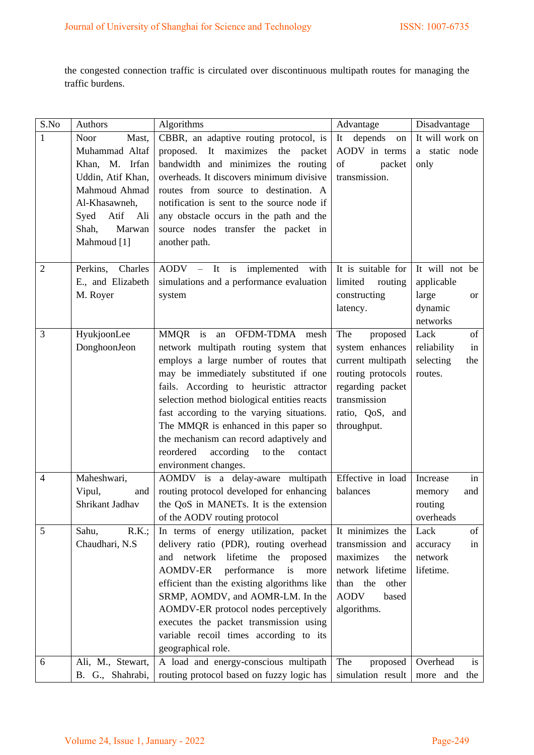the congested connection traffic is circulated over discontinuous multipath routes for managing the traffic burdens.

| S.No | Authors | Algorithms | Advantage | Disadvantage |
|---|---|---|---|---|
| 1 | Noor Mast, Muhammad Altaf Khan, M. Irfan Uddin, Atif Khan, Mahmoud Ahmad Al-Khasawneh, Syed Atif Ali Shah, Marwan Mahmoud [1] | CBBR, an adaptive routing protocol, is proposed. It maximizes the packet bandwidth and minimizes the routing overheads. It discovers minimum divisive routes from source to destination. A notification is sent to the source node if any obstacle occurs in the path and the source nodes transfer the packet in another path. | It depends on AODV in terms of packet transmission. | It will work on a static node only |
| 2 | Perkins, Charles E., and Elizabeth M. Royer | AODV – It is implemented with simulations and a performance evaluation system | It is suitable for limited routing constructing latency. | It will not be applicable large or dynamic networks |
| 3 | HyukjoonLee DonghoonJeon | MMQR is an OFDM-TDMA mesh network multipath routing system that employs a large number of routes that may be immediately substituted if one fails. According to heuristic attractor selection method biological entities reacts fast according to the varying situations. The MMQR is enhanced in this paper so the mechanism can record adaptively and reordered according to the contact environment changes. | The proposed system enhances current multipath routing protocols regarding packet transmission ratio, QoS, and throughput. | Lack of reliability in selecting the routes. |
| 4 | Maheshwari, Vipul, and Shrikant Jadhav | AOMDV is a delay-aware multipath routing protocol developed for enhancing the QoS in MANETs. It is the extension of the AODV routing protocol | Effective in load balances | Increase in memory and routing overheads |
| 5 | Sahu, R.K.; Chaudhari, N.S | In terms of energy utilization, packet delivery ratio (PDR), routing overhead and network lifetime the proposed AOMDV-ER performance is more efficient than the existing algorithms like SRMP, AOMDV, and AOMR-LM. In the AOMDV-ER protocol nodes perceptively executes the packet transmission using variable recoil times according to its geographical role. | It minimizes the transmission and maximizes the network lifetime than the other AODV based algorithms. | Lack of accuracy in network lifetime. |
| 6 | Ali, M., Stewart, B. G., Shahrabi, | A load and energy-conscious multipath routing protocol based on fuzzy logic has | The proposed simulation result | Overhead is more and the |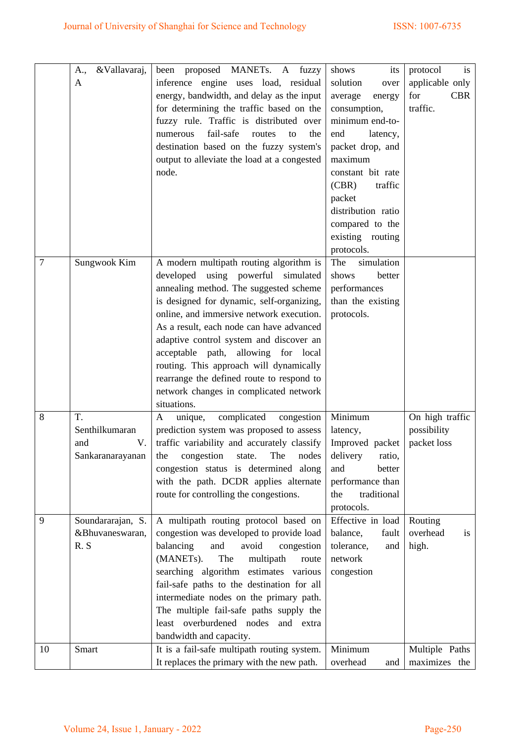| | | | | |
|---|---|---|---|---|
| | A., &Vallavaraj, A | been proposed MANETs. A fuzzy inference engine uses load, residual energy, bandwidth, and delay as the input for determining the traffic based on the fuzzy rule. Traffic is distributed over numerous fail-safe routes to the destination based on the fuzzy system's output to alleviate the load at a congested node. | shows its solution over average energy consumption, minimum end-to-end latency, packet drop, and maximum constant bit rate (CBR) traffic packet distribution ratio compared to the existing routing protocols. | protocol is applicable only for CBR traffic. |
| 7 | Sungwook Kim | A modern multipath routing algorithm is developed using powerful simulated annealing method. The suggested scheme is designed for dynamic, self-organizing, online, and immersive network execution. As a result, each node can have advanced adaptive control system and discover an acceptable path, allowing for local routing. This approach will dynamically rearrange the defined route to respond to network changes in complicated network situations. | The simulation shows better performances than the existing protocols. | |
| 8 | T. Senthilkumaran and V. Sankaranarayanan | A unique, complicated congestion prediction system was proposed to assess traffic variability and accurately classify the congestion state. The nodes congestion status is determined along with the path. DCDR applies alternate route for controlling the congestions. | Minimum latency, Improved packet delivery ratio, and better performance than the traditional protocols. | On high traffic possibility packet loss |
| 9 | Soundararajan, S. &Bhuvaneswaran, R. S | A multipath routing protocol based on congestion was developed to provide load balancing and avoid congestion (MANETs). The multipath route searching algorithm estimates various fail-safe paths to the destination for all intermediate nodes on the primary path. The multiple fail-safe paths supply the least overburdened nodes and extra bandwidth and capacity. | Effective in load balance, fault tolerance, and network congestion | Routing overhead is high. |
| 10 | Smart | It is a fail-safe multipath routing system. It replaces the primary with the new path. | Minimum overhead and | Multiple Paths maximizes the |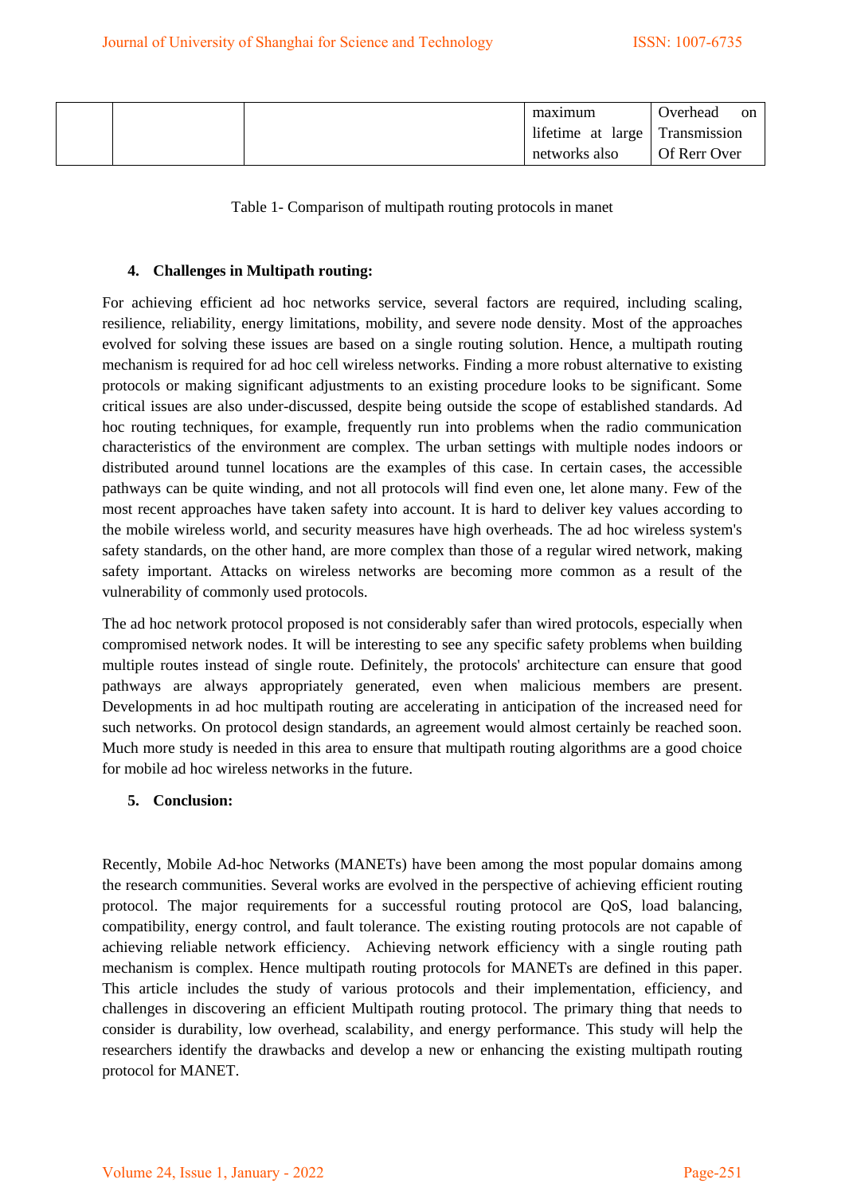| | | | | |
|---|---|---|---|---|
| | | | maximum lifetime at large networks also | Overhead on Transmission Of Rerr Over |

Table 1- Comparison of multipath routing protocols in manet

### 4. Challenges in Multipath routing:

For achieving efficient ad hoc networks service, several factors are required, including scaling, resilience, reliability, energy limitations, mobility, and severe node density. Most of the approaches evolved for solving these issues are based on a single routing solution. Hence, a multipath routing mechanism is required for ad hoc cell wireless networks. Finding a more robust alternative to existing protocols or making significant adjustments to an existing procedure looks to be significant. Some critical issues are also under-discussed, despite being outside the scope of established standards. Ad hoc routing techniques, for example, frequently run into problems when the radio communication characteristics of the environment are complex. The urban settings with multiple nodes indoors or distributed around tunnel locations are the examples of this case. In certain cases, the accessible pathways can be quite winding, and not all protocols will find even one, let alone many. Few of the most recent approaches have taken safety into account. It is hard to deliver key values according to the mobile wireless world, and security measures have high overheads. The ad hoc wireless system's safety standards, on the other hand, are more complex than those of a regular wired network, making safety important. Attacks on wireless networks are becoming more common as a result of the vulnerability of commonly used protocols.

The ad hoc network protocol proposed is not considerably safer than wired protocols, especially when compromised network nodes. It will be interesting to see any specific safety problems when building multiple routes instead of single route. Definitely, the protocols' architecture can ensure that good pathways are always appropriately generated, even when malicious members are present. Developments in ad hoc multipath routing are accelerating in anticipation of the increased need for such networks. On protocol design standards, an agreement would almost certainly be reached soon. Much more study is needed in this area to ensure that multipath routing algorithms are a good choice for mobile ad hoc wireless networks in the future.

### 5. Conclusion:

Recently, Mobile Ad-hoc Networks (MANETs) have been among the most popular domains among the research communities. Several works are evolved in the perspective of achieving efficient routing protocol. The major requirements for a successful routing protocol are QoS, load balancing, compatibility, energy control, and fault tolerance. The existing routing protocols are not capable of achieving reliable network efficiency. Achieving network efficiency with a single routing path mechanism is complex. Hence multipath routing protocols for MANETs are defined in this paper. This article includes the study of various protocols and their implementation, efficiency, and challenges in discovering an efficient Multipath routing protocol. The primary thing that needs to consider is durability, low overhead, scalability, and energy performance. This study will help the researchers identify the drawbacks and develop a new or enhancing the existing multipath routing protocol for MANET.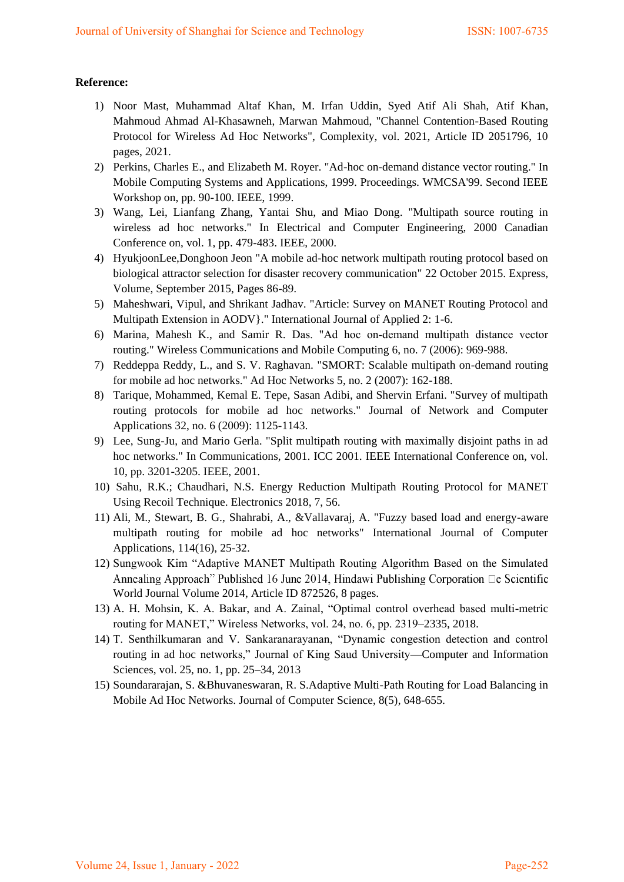**Reference:**

1) Noor Mast, Muhammad Altaf Khan, M. Irfan Uddin, Syed Atif Ali Shah, Atif Khan, Mahmoud Ahmad Al-Khasawneh, Marwan Mahmoud, "Channel Contention-Based Routing Protocol for Wireless Ad Hoc Networks", Complexity, vol. 2021, Article ID 2051796, 10 pages, 2021.
2) Perkins, Charles E., and Elizabeth M. Royer. "Ad-hoc on-demand distance vector routing." In Mobile Computing Systems and Applications, 1999. Proceedings. WMCSA'99. Second IEEE Workshop on, pp. 90-100. IEEE, 1999.
3) Wang, Lei, Lianfang Zhang, Yantai Shu, and Miao Dong. "Multipath source routing in wireless ad hoc networks." In Electrical and Computer Engineering, 2000 Canadian Conference on, vol. 1, pp. 479-483. IEEE, 2000.
4) HyukjoonLee,Donghoon Jeon "A mobile ad-hoc network multipath routing protocol based on biological attractor selection for disaster recovery communication" 22 October 2015. Express, Volume, September 2015, Pages 86-89.
5) Maheshwari, Vipul, and Shrikant Jadhav. "Article: Survey on MANET Routing Protocol and Multipath Extension in AODV}." International Journal of Applied 2: 1-6.
6) Marina, Mahesh K., and Samir R. Das. "Ad hoc on-demand multipath distance vector routing." Wireless Communications and Mobile Computing 6, no. 7 (2006): 969-988.
7) Reddeppa Reddy, L., and S. V. Raghavan. "SMORT: Scalable multipath on-demand routing for mobile ad hoc networks." Ad Hoc Networks 5, no. 2 (2007): 162-188.
8) Tarique, Mohammed, Kemal E. Tepe, Sasan Adibi, and Shervin Erfani. "Survey of multipath routing protocols for mobile ad hoc networks." Journal of Network and Computer Applications 32, no. 6 (2009): 1125-1143.
9) Lee, Sung-Ju, and Mario Gerla. "Split multipath routing with maximally disjoint paths in ad hoc networks." In Communications, 2001. ICC 2001. IEEE International Conference on, vol. 10, pp. 3201-3205. IEEE, 2001.
10) Sahu, R.K.; Chaudhari, N.S. Energy Reduction Multipath Routing Protocol for MANET Using Recoil Technique. Electronics 2018, 7, 56.
11) Ali, M., Stewart, B. G., Shahrabi, A., &Vallavaraj, A. "Fuzzy based load and energy-aware multipath routing for mobile ad hoc networks" International Journal of Computer Applications, 114(16), 25-32.
12) Sungwook Kim "Adaptive MANET Multipath Routing Algorithm Based on the Simulated Annealing Approach" Published 16 June 2014, Hindawi Publishing Corporation e Scientific World Journal Volume 2014, Article ID 872526, 8 pages.
13) A. H. Mohsin, K. A. Bakar, and A. Zainal, "Optimal control overhead based multi-metric routing for MANET," Wireless Networks, vol. 24, no. 6, pp. 2319–2335, 2018.
14) T. Senthilkumaran and V. Sankaranarayanan, "Dynamic congestion detection and control routing in ad hoc networks," Journal of King Saud University—Computer and Information Sciences, vol. 25, no. 1, pp. 25–34, 2013
15) Soundararajan, S. &Bhuvaneswaran, R. S.Adaptive Multi-Path Routing for Load Balancing in Mobile Ad Hoc Networks. Journal of Computer Science, 8(5), 648-655.